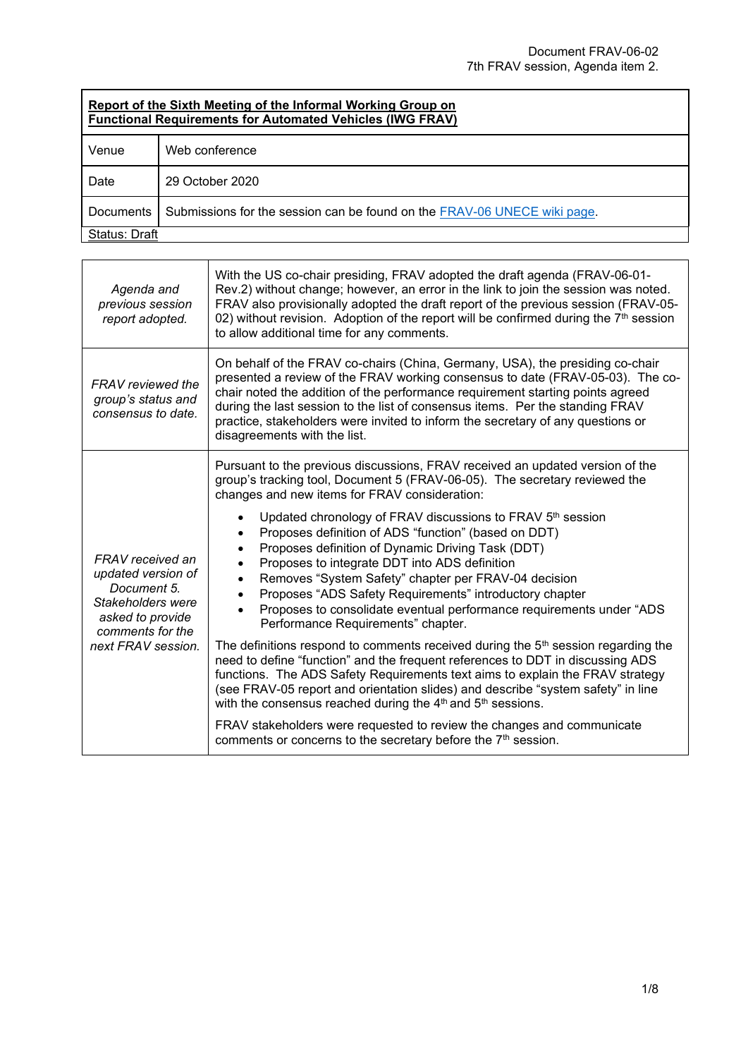Document FRAV-06-02
7th FRAV session, Agenda item 2.

| **Report of the Sixth Meeting of the Informal Working Group on Functional Requirements for Automated Vehicles (IWG FRAV)** | |
|---|---|
| Venue | Web conference |
| Date | 29 October 2020 |
| Documents | Submissions for the session can be found on the FRAV-06 UNECE wiki page. |
| Status: Draft | |

| | |
|---|---|
| *Agenda and previous session report adopted.* | With the US co-chair presiding, FRAV adopted the draft agenda (FRAV-06-01-Rev.2) without change; however, an error in the link to join the session was noted. FRAV also provisionally adopted the draft report of the previous session (FRAV-05-02) without revision. Adoption of the report will be confirmed during the 7th session to allow additional time for any comments. |
| *FRAV reviewed the group's status and consensus to date.* | On behalf of the FRAV co-chairs (China, Germany, USA), the presiding co-chair presented a review of the FRAV working consensus to date (FRAV-05-03). The co-chair noted the addition of the performance requirement starting points agreed during the last session to the list of consensus items. Per the standing FRAV practice, stakeholders were invited to inform the secretary of any questions or disagreements with the list. |
| *FRAV received an updated version of Document 5. Stakeholders were asked to provide comments for the next FRAV session.* | Pursuant to the previous discussions, FRAV received an updated version of the group's tracking tool, Document 5 (FRAV-06-05). The secretary reviewed the changes and new items for FRAV consideration:<br>• Updated chronology of FRAV discussions to FRAV 5th session<br>• Proposes definition of ADS "function" (based on DDT)<br>• Proposes definition of Dynamic Driving Task (DDT)<br>• Proposes to integrate DDT into ADS definition<br>• Removes "System Safety" chapter per FRAV-04 decision<br>• Proposes "ADS Safety Requirements" introductory chapter<br>• Proposes to consolidate eventual performance requirements under "ADS Performance Requirements" chapter.<br><br>The definitions respond to comments received during the 5th session regarding the need to define "function" and the frequent references to DDT in discussing ADS functions. The ADS Safety Requirements text aims to explain the FRAV strategy (see FRAV-05 report and orientation slides) and describe "system safety" in line with the consensus reached during the 4th and 5th sessions.<br><br>FRAV stakeholders were requested to review the changes and communicate comments or concerns to the secretary before the 7th session. |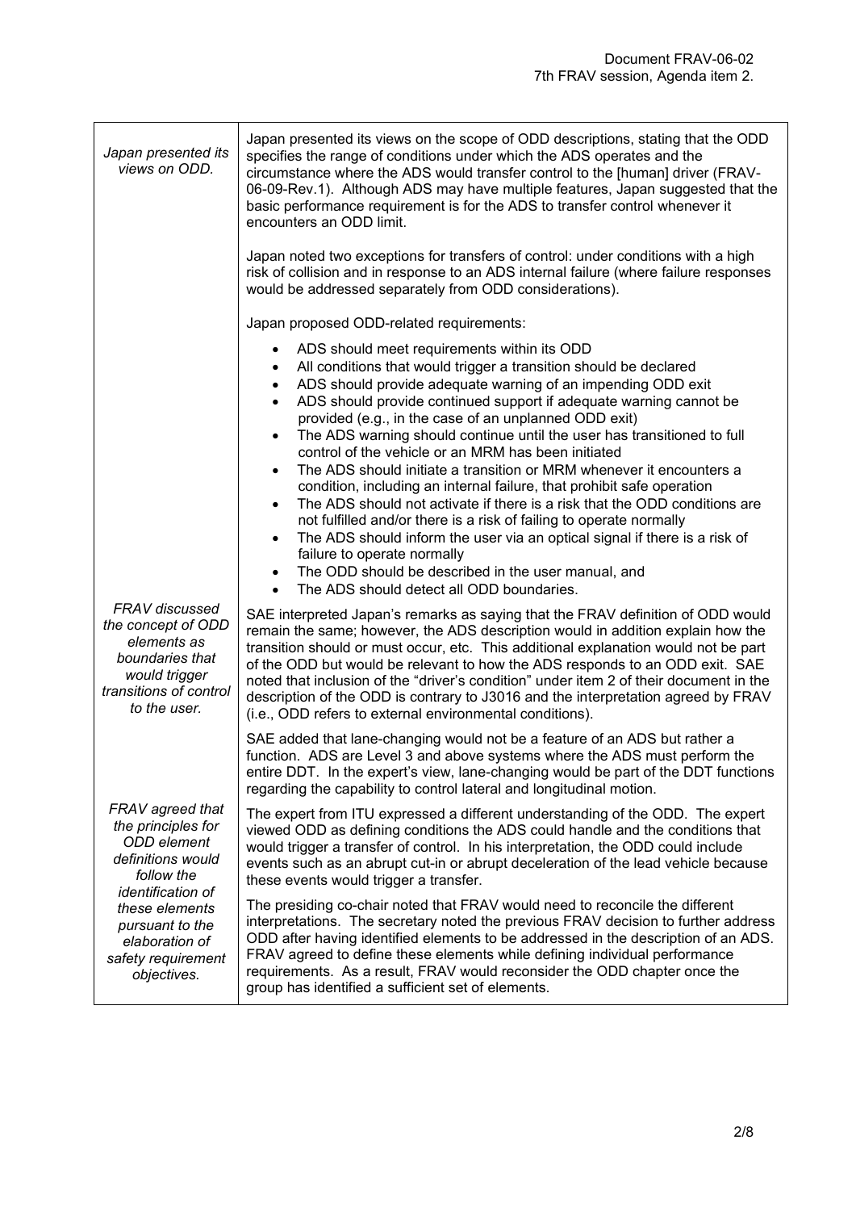| | |
|---|---|
| *Japan presented its views on ODD.* | Japan presented its views on the scope of ODD descriptions, stating that the ODD specifies the range of conditions under which the ADS operates and the circumstance where the ADS would transfer control to the [human] driver (FRAV-06-09-Rev.1). Although ADS may have multiple features, Japan suggested that the basic performance requirement is for the ADS to transfer control whenever it encounters an ODD limit.<br><br>Japan noted two exceptions for transfers of control: under conditions with a high risk of collision and in response to an ADS internal failure (where failure responses would be addressed separately from ODD considerations).<br><br>Japan proposed ODD-related requirements:<br><br>• ADS should meet requirements within its ODD<br>• All conditions that would trigger a transition should be declared<br>• ADS should provide adequate warning of an impending ODD exit<br>• ADS should provide continued support if adequate warning cannot be provided (e.g., in the case of an unplanned ODD exit)<br>• The ADS warning should continue until the user has transitioned to full control of the vehicle or an MRM has been initiated<br>• The ADS should initiate a transition or MRM whenever it encounters a condition, including an internal failure, that prohibit safe operation<br>• The ADS should not activate if there is a risk that the ODD conditions are not fulfilled and/or there is a risk of failing to operate normally<br>• The ADS should inform the user via an optical signal if there is a risk of failure to operate normally<br>• The ODD should be described in the user manual, and<br>• The ADS should detect all ODD boundaries. |
| *FRAV discussed the concept of ODD elements as boundaries that would trigger transitions of control to the user.* | SAE interpreted Japan's remarks as saying that the FRAV definition of ODD would remain the same; however, the ADS description would in addition explain how the transition should or must occur, etc. This additional explanation would not be part of the ODD but would be relevant to how the ADS responds to an ODD exit. SAE noted that inclusion of the "driver's condition" under item 2 of their document in the description of the ODD is contrary to J3016 and the interpretation agreed by FRAV (i.e., ODD refers to external environmental conditions).<br><br>SAE added that lane-changing would not be a feature of an ADS but rather a function. ADS are Level 3 and above systems where the ADS must perform the entire DDT. In the expert's view, lane-changing would be part of the DDT functions regarding the capability to control lateral and longitudinal motion. |
| *FRAV agreed that the principles for ODD element definitions would follow the identification of these elements pursuant to the elaboration of safety requirement objectives.* | The expert from ITU expressed a different understanding of the ODD. The expert viewed ODD as defining conditions the ADS could handle and the conditions that would trigger a transfer of control. In his interpretation, the ODD could include events such as an abrupt cut-in or abrupt deceleration of the lead vehicle because these events would trigger a transfer.<br><br>The presiding co-chair noted that FRAV would need to reconcile the different interpretations. The secretary noted the previous FRAV decision to further address ODD after having identified elements to be addressed in the description of an ADS. FRAV agreed to define these elements while defining individual performance requirements. As a result, FRAV would reconsider the ODD chapter once the group has identified a sufficient set of elements. |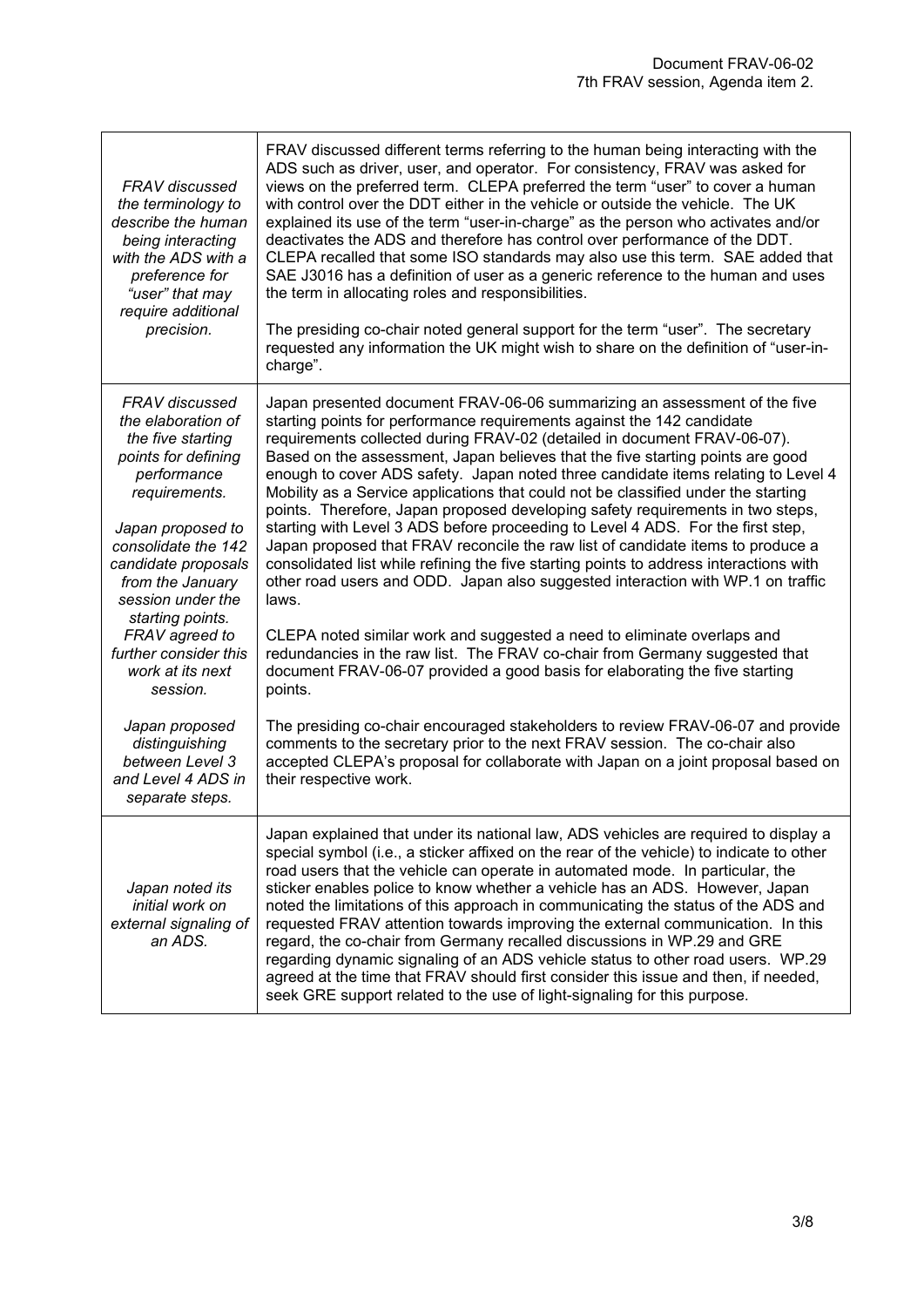| | |
|---|---|
| *FRAV discussed the terminology to describe the human being interacting with the ADS with a preference for "user" that may require additional precision.* | FRAV discussed different terms referring to the human being interacting with the ADS such as driver, user, and operator. For consistency, FRAV was asked for views on the preferred term. CLEPA preferred the term "user" to cover a human with control over the DDT either in the vehicle or outside the vehicle. The UK explained its use of the term "user-in-charge" as the person who activates and/or deactivates the ADS and therefore has control over performance of the DDT. CLEPA recalled that some ISO standards may also use this term. SAE added that SAE J3016 has a definition of user as a generic reference to the human and uses the term in allocating roles and responsibilities.<br><br>The presiding co-chair noted general support for the term "user". The secretary requested any information the UK might wish to share on the definition of "user-in-charge". |
| *FRAV discussed the elaboration of the five starting points for defining performance requirements.*<br><br>*Japan proposed to consolidate the 142 candidate proposals from the January session under the starting points. FRAV agreed to further consider this work at its next session.*<br><br>*Japan proposed distinguishing between Level 3 and Level 4 ADS in separate steps.* | Japan presented document FRAV-06-06 summarizing an assessment of the five starting points for performance requirements against the 142 candidate requirements collected during FRAV-02 (detailed in document FRAV-06-07). Based on the assessment, Japan believes that the five starting points are good enough to cover ADS safety. Japan noted three candidate items relating to Level 4 Mobility as a Service applications that could not be classified under the starting points. Therefore, Japan proposed developing safety requirements in two steps, starting with Level 3 ADS before proceeding to Level 4 ADS. For the first step, Japan proposed that FRAV reconcile the raw list of candidate items to produce a consolidated list while refining the five starting points to address interactions with other road users and ODD. Japan also suggested interaction with WP.1 on traffic laws.<br><br>CLEPA noted similar work and suggested a need to eliminate overlaps and redundancies in the raw list. The FRAV co-chair from Germany suggested that document FRAV-06-07 provided a good basis for elaborating the five starting points.<br><br>The presiding co-chair encouraged stakeholders to review FRAV-06-07 and provide comments to the secretary prior to the next FRAV session. The co-chair also accepted CLEPA's proposal for collaborate with Japan on a joint proposal based on their respective work. |
| *Japan noted its initial work on external signaling of an ADS.* | Japan explained that under its national law, ADS vehicles are required to display a special symbol (i.e., a sticker affixed on the rear of the vehicle) to indicate to other road users that the vehicle can operate in automated mode. In particular, the sticker enables police to know whether a vehicle has an ADS. However, Japan noted the limitations of this approach in communicating the status of the ADS and requested FRAV attention towards improving the external communication. In this regard, the co-chair from Germany recalled discussions in WP.29 and GRE regarding dynamic signaling of an ADS vehicle status to other road users. WP.29 agreed at the time that FRAV should first consider this issue and then, if needed, seek GRE support related to the use of light-signaling for this purpose. |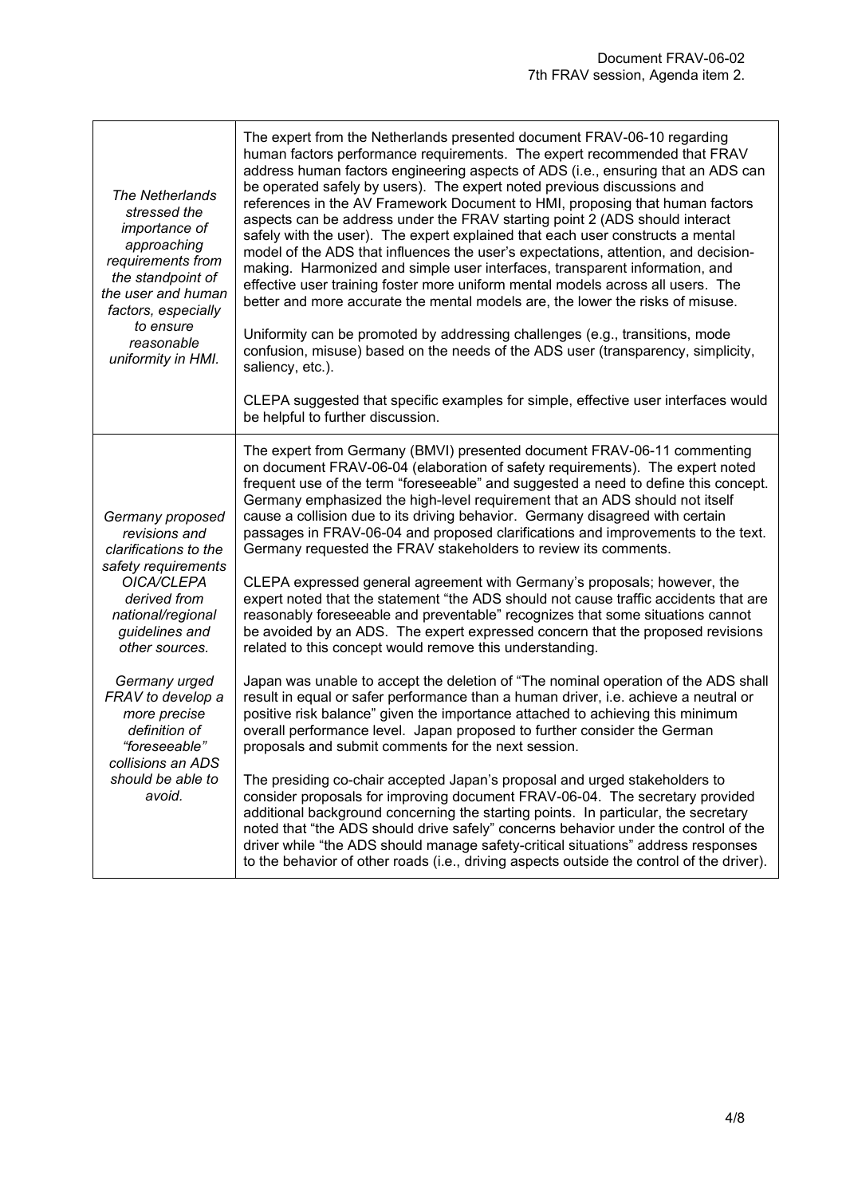| | |
|---|---|
| *The Netherlands stressed the importance of approaching requirements from the standpoint of the user and human factors, especially to ensure reasonable uniformity in HMI.* | The expert from the Netherlands presented document FRAV-06-10 regarding human factors performance requirements. The expert recommended that FRAV address human factors engineering aspects of ADS (i.e., ensuring that an ADS can be operated safely by users). The expert noted previous discussions and references in the AV Framework Document to HMI, proposing that human factors aspects can be address under the FRAV starting point 2 (ADS should interact safely with the user). The expert explained that each user constructs a mental model of the ADS that influences the user's expectations, attention, and decision-making. Harmonized and simple user interfaces, transparent information, and effective user training foster more uniform mental models across all users. The better and more accurate the mental models are, the lower the risks of misuse.<br><br>Uniformity can be promoted by addressing challenges (e.g., transitions, mode confusion, misuse) based on the needs of the ADS user (transparency, simplicity, saliency, etc.).<br><br>CLEPA suggested that specific examples for simple, effective user interfaces would be helpful to further discussion. |
| *Germany proposed revisions and clarifications to the safety requirements OICA/CLEPA derived from national/regional guidelines and other sources.*<br><br>*Germany urged FRAV to develop a more precise definition of "foreseeable" collisions an ADS should be able to avoid.* | The expert from Germany (BMVI) presented document FRAV-06-11 commenting on document FRAV-06-04 (elaboration of safety requirements). The expert noted frequent use of the term "foreseeable" and suggested a need to define this concept. Germany emphasized the high-level requirement that an ADS should not itself cause a collision due to its driving behavior. Germany disagreed with certain passages in FRAV-06-04 and proposed clarifications and improvements to the text. Germany requested the FRAV stakeholders to review its comments.<br><br>CLEPA expressed general agreement with Germany's proposals; however, the expert noted that the statement "the ADS should not cause traffic accidents that are reasonably foreseeable and preventable" recognizes that some situations cannot be avoided by an ADS. The expert expressed concern that the proposed revisions related to this concept would remove this understanding.<br><br>Japan was unable to accept the deletion of "The nominal operation of the ADS shall result in equal or safer performance than a human driver, i.e. achieve a neutral or positive risk balance" given the importance attached to achieving this minimum overall performance level. Japan proposed to further consider the German proposals and submit comments for the next session.<br><br>The presiding co-chair accepted Japan's proposal and urged stakeholders to consider proposals for improving document FRAV-06-04. The secretary provided additional background concerning the starting points. In particular, the secretary noted that "the ADS should drive safely" concerns behavior under the control of the driver while "the ADS should manage safety-critical situations" address responses to the behavior of other roads (i.e., driving aspects outside the control of the driver). |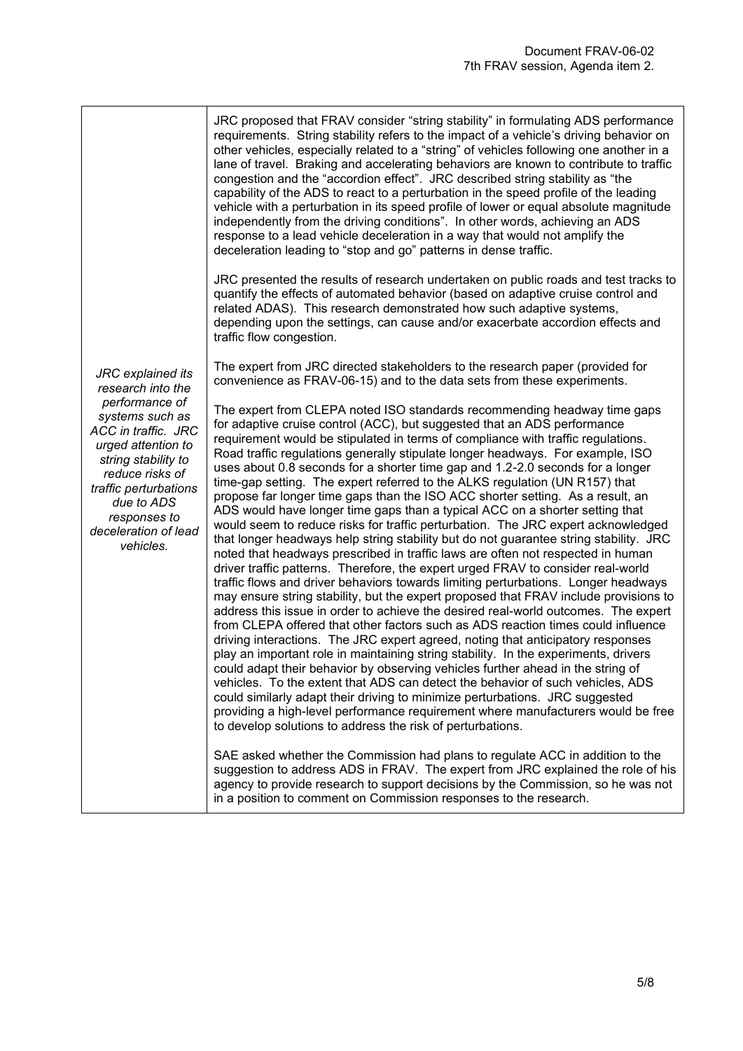| | |
|---|---|
| *JRC explained its research into the performance of systems such as ACC in traffic. JRC urged attention to string stability to reduce risks of traffic perturbations due to ADS responses to deceleration of lead vehicles.* | JRC proposed that FRAV consider "string stability" in formulating ADS performance requirements. String stability refers to the impact of a vehicle's driving behavior on other vehicles, especially related to a "string" of vehicles following one another in a lane of travel. Braking and accelerating behaviors are known to contribute to traffic congestion and the "accordion effect". JRC described string stability as "the capability of the ADS to react to a perturbation in the speed profile of the leading vehicle with a perturbation in its speed profile of lower or equal absolute magnitude independently from the driving conditions". In other words, achieving an ADS response to a lead vehicle deceleration in a way that would not amplify the deceleration leading to "stop and go" patterns in dense traffic.<br><br>JRC presented the results of research undertaken on public roads and test tracks to quantify the effects of automated behavior (based on adaptive cruise control and related ADAS). This research demonstrated how such adaptive systems, depending upon the settings, can cause and/or exacerbate accordion effects and traffic flow congestion.<br><br>The expert from JRC directed stakeholders to the research paper (provided for convenience as FRAV-06-15) and to the data sets from these experiments.<br><br>The expert from CLEPA noted ISO standards recommending headway time gaps for adaptive cruise control (ACC), but suggested that an ADS performance requirement would be stipulated in terms of compliance with traffic regulations. Road traffic regulations generally stipulate longer headways. For example, ISO uses about 0.8 seconds for a shorter time gap and 1.2-2.0 seconds for a longer time-gap setting. The expert referred to the ALKS regulation (UN R157) that propose far longer time gaps than the ISO ACC shorter setting. As a result, an ADS would have longer time gaps than a typical ACC on a shorter setting that would seem to reduce risks for traffic perturbation. The JRC expert acknowledged that longer headways help string stability but do not guarantee string stability. JRC noted that headways prescribed in traffic laws are often not respected in human driver traffic patterns. Therefore, the expert urged FRAV to consider real-world traffic flows and driver behaviors towards limiting perturbations. Longer headways may ensure string stability, but the expert proposed that FRAV include provisions to address this issue in order to achieve the desired real-world outcomes. The expert from CLEPA offered that other factors such as ADS reaction times could influence driving interactions. The JRC expert agreed, noting that anticipatory responses play an important role in maintaining string stability. In the experiments, drivers could adapt their behavior by observing vehicles further ahead in the string of vehicles. To the extent that ADS can detect the behavior of such vehicles, ADS could similarly adapt their driving to minimize perturbations. JRC suggested providing a high-level performance requirement where manufacturers would be free to develop solutions to address the risk of perturbations.<br><br>SAE asked whether the Commission had plans to regulate ACC in addition to the suggestion to address ADS in FRAV. The expert from JRC explained the role of his agency to provide research to support decisions by the Commission, so he was not in a position to comment on Commission responses to the research. |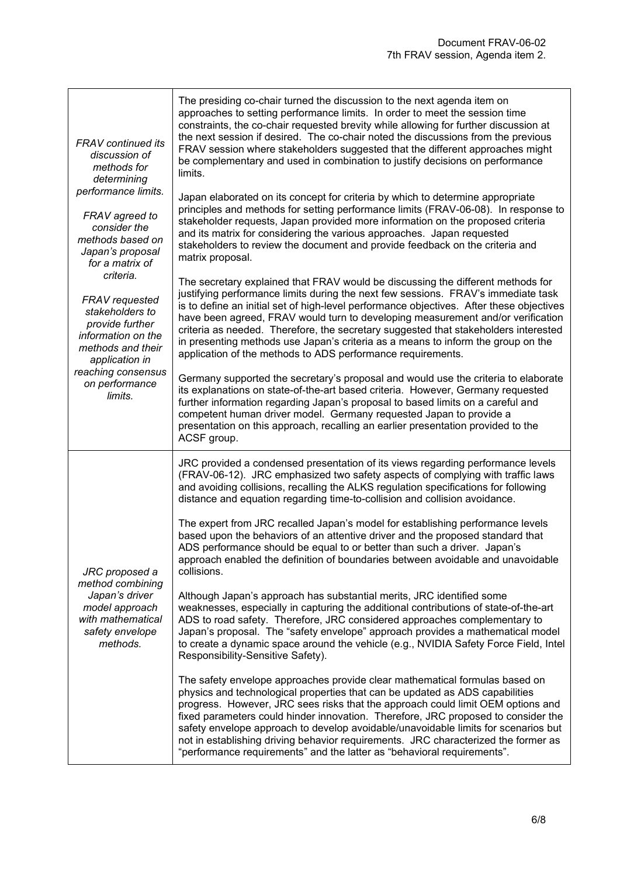| | |
|---|---|
| *FRAV continued its discussion of methods for determining performance limits.*<br><br>*FRAV agreed to consider the methods based on Japan's proposal for a matrix of criteria.*<br><br>*FRAV requested stakeholders to provide further information on the methods and their application in reaching consensus on performance limits.* | The presiding co-chair turned the discussion to the next agenda item on approaches to setting performance limits. In order to meet the session time constraints, the co-chair requested brevity while allowing for further discussion at the next session if desired. The co-chair noted the discussions from the previous FRAV session where stakeholders suggested that the different approaches might be complementary and used in combination to justify decisions on performance limits.<br><br>Japan elaborated on its concept for criteria by which to determine appropriate principles and methods for setting performance limits (FRAV-06-08). In response to stakeholder requests, Japan provided more information on the proposed criteria and its matrix for considering the various approaches. Japan requested stakeholders to review the document and provide feedback on the criteria and matrix proposal.<br><br>The secretary explained that FRAV would be discussing the different methods for justifying performance limits during the next few sessions. FRAV's immediate task is to define an initial set of high-level performance objectives. After these objectives have been agreed, FRAV would turn to developing measurement and/or verification criteria as needed. Therefore, the secretary suggested that stakeholders interested in presenting methods use Japan's criteria as a means to inform the group on the application of the methods to ADS performance requirements.<br><br>Germany supported the secretary's proposal and would use the criteria to elaborate its explanations on state-of-the-art based criteria. However, Germany requested further information regarding Japan's proposal to based limits on a careful and competent human driver model. Germany requested Japan to provide a presentation on this approach, recalling an earlier presentation provided to the ACSF group. |
| *JRC proposed a method combining Japan's driver model approach with mathematical safety envelope methods.* | JRC provided a condensed presentation of its views regarding performance levels (FRAV-06-12). JRC emphasized two safety aspects of complying with traffic laws and avoiding collisions, recalling the ALKS regulation specifications for following distance and equation regarding time-to-collision and collision avoidance.<br><br>The expert from JRC recalled Japan's model for establishing performance levels based upon the behaviors of an attentive driver and the proposed standard that ADS performance should be equal to or better than such a driver. Japan's approach enabled the definition of boundaries between avoidable and unavoidable collisions.<br><br>Although Japan's approach has substantial merits, JRC identified some weaknesses, especially in capturing the additional contributions of state-of-the-art ADS to road safety. Therefore, JRC considered approaches complementary to Japan's proposal. The "safety envelope" approach provides a mathematical model to create a dynamic space around the vehicle (e.g., NVIDIA Safety Force Field, Intel Responsibility-Sensitive Safety).<br><br>The safety envelope approaches provide clear mathematical formulas based on physics and technological properties that can be updated as ADS capabilities progress. However, JRC sees risks that the approach could limit OEM options and fixed parameters could hinder innovation. Therefore, JRC proposed to consider the safety envelope approach to develop avoidable/unavoidable limits for scenarios but not in establishing driving behavior requirements. JRC characterized the former as "performance requirements" and the latter as "behavioral requirements". |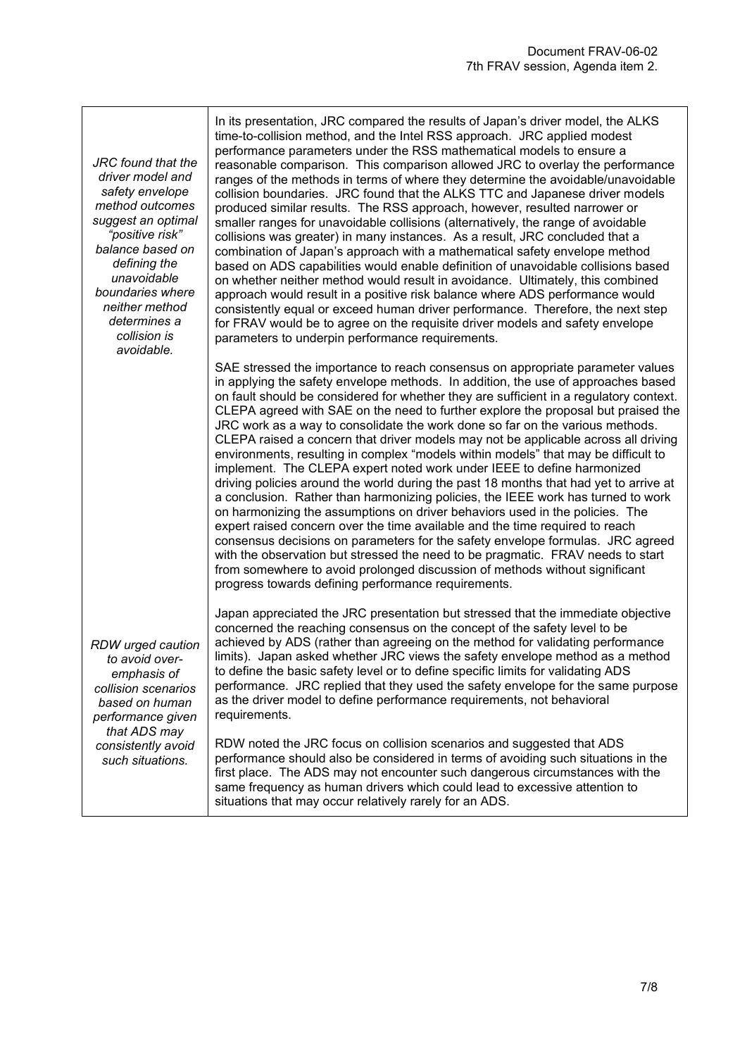| | |
|---|---|
| *JRC found that the driver model and safety envelope method outcomes suggest an optimal "positive risk" balance based on defining the unavoidable boundaries where neither method determines a collision is avoidable.* | In its presentation, JRC compared the results of Japan's driver model, the ALKS time-to-collision method, and the Intel RSS approach. JRC applied modest performance parameters under the RSS mathematical models to ensure a reasonable comparison. This comparison allowed JRC to overlay the performance ranges of the methods in terms of where they determine the avoidable/unavoidable collision boundaries. JRC found that the ALKS TTC and Japanese driver models produced similar results. The RSS approach, however, resulted narrower or smaller ranges for unavoidable collisions (alternatively, the range of avoidable collisions was greater) in many instances. As a result, JRC concluded that a combination of Japan's approach with a mathematical safety envelope method based on ADS capabilities would enable definition of unavoidable collisions based on whether neither method would result in avoidance. Ultimately, this combined approach would result in a positive risk balance where ADS performance would consistently equal or exceed human driver performance. Therefore, the next step for FRAV would be to agree on the requisite driver models and safety envelope parameters to underpin performance requirements.<br><br>SAE stressed the importance to reach consensus on appropriate parameter values in applying the safety envelope methods. In addition, the use of approaches based on fault should be considered for whether they are sufficient in a regulatory context. CLEPA agreed with SAE on the need to further explore the proposal but praised the JRC work as a way to consolidate the work done so far on the various methods. CLEPA raised a concern that driver models may not be applicable across all driving environments, resulting in complex "models within models" that may be difficult to implement. The CLEPA expert noted work under IEEE to define harmonized driving policies around the world during the past 18 months that had yet to arrive at a conclusion. Rather than harmonizing policies, the IEEE work has turned to work on harmonizing the assumptions on driver behaviors used in the policies. The expert raised concern over the time available and the time required to reach consensus decisions on parameters for the safety envelope formulas. JRC agreed with the observation but stressed the need to be pragmatic. FRAV needs to start from somewhere to avoid prolonged discussion of methods without significant progress towards defining performance requirements.<br><br>Japan appreciated the JRC presentation but stressed that the immediate objective concerned the reaching consensus on the concept of the safety level to be achieved by ADS (rather than agreeing on the method for validating performance limits). Japan asked whether JRC views the safety envelope method as a method to define the basic safety level or to define specific limits for validating ADS performance. JRC replied that they used the safety envelope for the same purpose as the driver model to define performance requirements, not behavioral requirements. |
| *RDW urged caution to avoid over-emphasis of collision scenarios based on human performance given that ADS may consistently avoid such situations.* | RDW noted the JRC focus on collision scenarios and suggested that ADS performance should also be considered in terms of avoiding such situations in the first place. The ADS may not encounter such dangerous circumstances with the same frequency as human drivers which could lead to excessive attention to situations that may occur relatively rarely for an ADS. |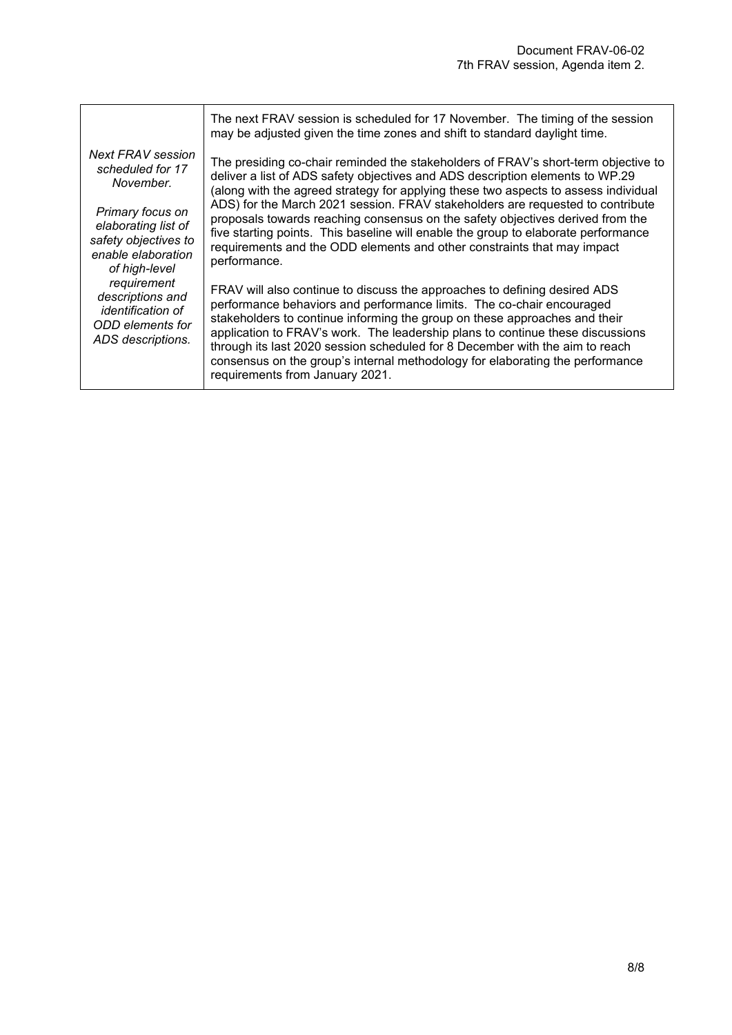| | |
|---|---|
| *Next FRAV session scheduled for 17 November.*<br><br>*Primary focus on elaborating list of safety objectives to enable elaboration of high-level requirement descriptions and identification of ODD elements for ADS descriptions.* | The next FRAV session is scheduled for 17 November. The timing of the session may be adjusted given the time zones and shift to standard daylight time.<br><br>The presiding co-chair reminded the stakeholders of FRAV's short-term objective to deliver a list of ADS safety objectives and ADS description elements to WP.29 (along with the agreed strategy for applying these two aspects to assess individual ADS) for the March 2021 session. FRAV stakeholders are requested to contribute proposals towards reaching consensus on the safety objectives derived from the five starting points. This baseline will enable the group to elaborate performance requirements and the ODD elements and other constraints that may impact performance.<br><br>FRAV will also continue to discuss the approaches to defining desired ADS performance behaviors and performance limits. The co-chair encouraged stakeholders to continue informing the group on these approaches and their application to FRAV's work. The leadership plans to continue these discussions through its last 2020 session scheduled for 8 December with the aim to reach consensus on the group's internal methodology for elaborating the performance requirements from January 2021. |